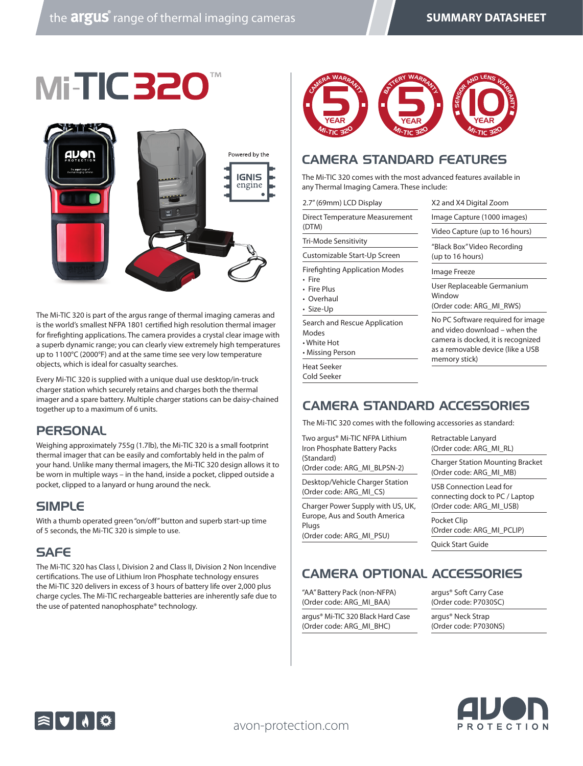# Mi-TIC 320™

Powered by the IGNIS engine

The Mi-TIC 320 is part of the argus range of thermal imaging cameras and is the world's smallest NFPA 1801 certified high resolution thermal imager for firefighting applications. The camera provides a crystal clear image with a superb dynamic range; you can clearly view extremely high temperatures up to 1100°C (2000°F) and at the same time see very low temperature objects, which is ideal for casualty searches.

Every Mi-TIC 320 is supplied with a unique dual use desktop/in-truck charger station which securely retains and charges both the thermal imager and a spare battery. Multiple charger stations can be daisy-chained together up to a maximum of 6 units.

## PERSONAL

Weighing approximately 755g (1.7lb), the Mi-TIC 320 is a small footprint thermal imager that can be easily and comfortably held in the palm of your hand. Unlike many thermal imagers, the Mi-TIC 320 design allows it to be worn in multiple ways – in the hand, inside a pocket, clipped outside a pocket, clipped to a lanyard or hung around the neck.

## SIMPLE

With a thumb operated green "on/off" button and superb start-up time of 5 seconds, the Mi-TIC 320 is simple to use.

## SAFE

The Mi-TIC 320 has Class I, Division 2 and Class II, Division 2 Non Incendive certifications. The use of Lithium Iron Phosphate technology ensures the Mi-TIC 320 delivers in excess of 3 hours of battery life over 2,000 plus charge cycles. The Mi-TIC rechargeable batteries are inherently safe due to the use of patented nanophosphate® technology.

5 YEAR CAMERA WARRANTY Mi-TIC 320 | 5 YEAR BATTERY WARRANTY Mi-TIC 320 | 10 YEAR SENSOR AND LENS WARRANTY Mi-TIC 320

## CAMERA STANDARD FEATURES

The Mi-TIC 320 comes with the most advanced features available in any Thermal Imaging Camera. These include:

- 2.7" (69mm) LCD Display
- Direct Temperature Measurement (DTM)
- Tri-Mode Sensitivity
- Customizable Start-Up Screen
- Firefighting Application Modes
  - Fire
  - Fire Plus
  - Overhaul
  - Size-Up
- Search and Rescue Application Modes
  - White Hot
  - Missing Person
- Heat Seeker
  Cold Seeker
- X2 and X4 Digital Zoom
- Image Capture (1000 images)
- Video Capture (up to 16 hours)
- "Black Box" Video Recording (up to 16 hours)
- Image Freeze
- User Replaceable Germanium Window (Order code: ARG_MI_RWS)
- No PC Software required for image and video download – when the camera is docked, it is recognized as a removable device (like a USB memory stick)

## CAMERA STANDARD ACCESSORIES

The Mi-TIC 320 comes with the following accessories as standard:

- Two argus® Mi-TIC NFPA Lithium Iron Phosphate Battery Packs (Standard) (Order code: ARG_MI_BLPSN-2)
- Desktop/Vehicle Charger Station (Order code: ARG_MI_CS)
- Charger Power Supply with US, UK, Europe, Aus and South America Plugs (Order code: ARG_MI_PSU)
- Retractable Lanyard (Order code: ARG_MI_RL)
- Charger Station Mounting Bracket (Order code: ARG_MI_MB)
- USB Connection Lead for connecting dock to PC / Laptop (Order code: ARG_MI_USB)
- Pocket Clip (Order code: ARG_MI_PCLIP)
- Quick Start Guide

## CAMERA OPTIONAL ACCESSORIES

- "AA" Battery Pack (non-NFPA) (Order code: ARG_MI_BAA)
- argus® Mi-TIC 320 Black Hard Case (Order code: ARG_MI_BHC)
- argus® Soft Carry Case (Order code: P7030SC)
- argus® Neck Strap (Order code: P7030NS)

avon-protection.com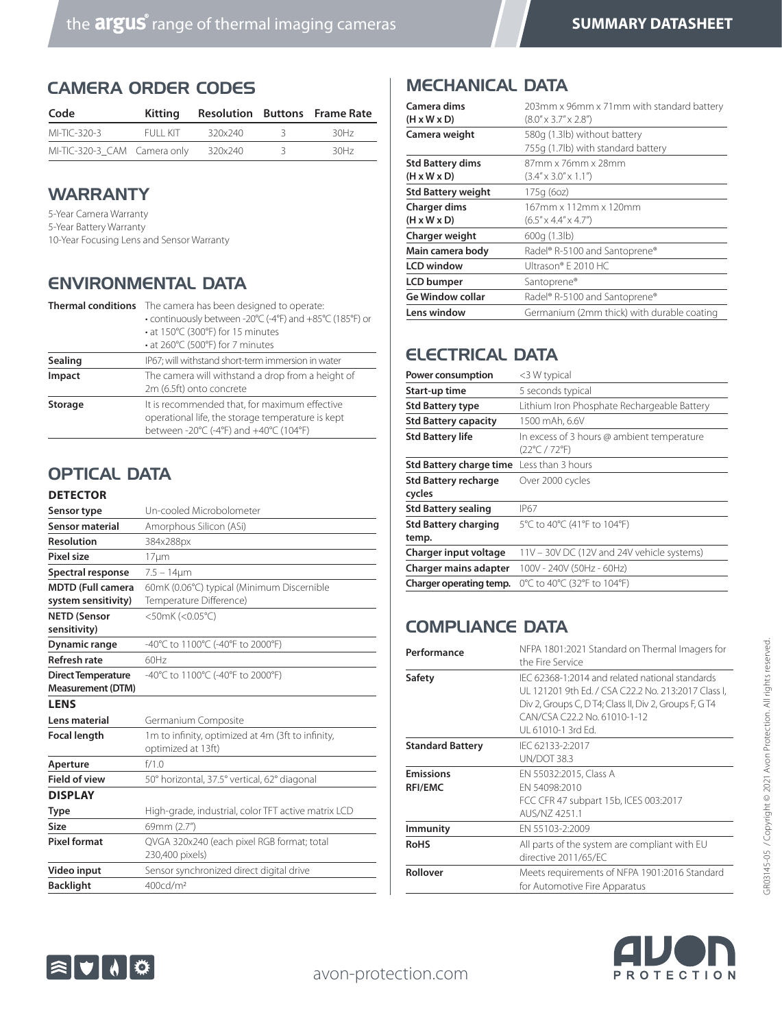## CAMERA ORDER CODES

| Code | Kitting | Resolution | Buttons | Frame Rate |
|---|---|---|---|---|
| MI-TIC-320-3 | FULL KIT | 320x240 | 3 | 30Hz |
| MI-TIC-320-3_CAM | Camera only | 320x240 | 3 | 30Hz |

## WARRANTY

5-Year Camera Warranty
5-Year Battery Warranty
10-Year Focusing Lens and Sensor Warranty

## ENVIRONMENTAL DATA

| | |
|---|---|
| **Thermal conditions** | The camera has been designed to operate:<br>• continuously between -20°C (-4°F) and +85°C (185°F) or<br>• at 150°C (300°F) for 15 minutes<br>• at 260°C (500°F) for 7 minutes |
| **Sealing** | IP67; will withstand short-term immersion in water |
| **Impact** | The camera will withstand a drop from a height of 2m (6.5ft) onto concrete |
| **Storage** | It is recommended that, for maximum effective operational life, the storage temperature is kept between -20°C (-4°F) and +40°C (104°F) |

## OPTICAL DATA

### DETECTOR

| | |
|---|---|
| **Sensor type** | Un-cooled Microbolometer |
| **Sensor material** | Amorphous Silicon (ASi) |
| **Resolution** | 384x288px |
| **Pixel size** | 17µm |
| **Spectral response** | 7.5 – 14µm |
| **MDTD (Full camera system sensitivity)** | 60mK (0.06°C) typical (Minimum Discernible Temperature Difference) |
| **NETD (Sensor sensitivity)** | <50mK (<0.05°C) |
| **Dynamic range** | -40°C to 1100°C (-40°F to 2000°F) |
| **Refresh rate** | 60Hz |
| **Direct Temperature Measurement (DTM)** | -40°C to 1100°C (-40°F to 2000°F) |

### LENS

| | |
|---|---|
| **Lens material** | Germanium Composite |
| **Focal length** | 1m to infinity, optimized at 4m (3ft to infinity, optimized at 13ft) |
| **Aperture** | f/1.0 |
| **Field of view** | 50° horizontal, 37.5° vertical, 62° diagonal |

### DISPLAY

| | |
|---|---|
| **Type** | High-grade, industrial, color TFT active matrix LCD |
| **Size** | 69mm (2.7") |
| **Pixel format** | QVGA 320x240 (each pixel RGB format; total 230,400 pixels) |
| **Video input** | Sensor synchronized direct digital drive |
| **Backlight** | 400cd/m² |

## MECHANICAL DATA

| | |
|---|---|
| **Camera dims (H x W x D)** | 203mm x 96mm x 71mm with standard battery (8.0" x 3.7" x 2.8") |
| **Camera weight** | 580g (1.3lb) without battery<br>755g (1.7lb) with standard battery |
| **Std Battery dims (H x W x D)** | 87mm x 76mm x 28mm (3.4" x 3.0" x 1.1") |
| **Std Battery weight** | 175g (6oz) |
| **Charger dims (H x W x D)** | 167mm x 112mm x 120mm (6.5" x 4.4" x 4.7") |
| **Charger weight** | 600g (1.3lb) |
| **Main camera body** | Radel® R-5100 and Santoprene® |
| **LCD window** | Ultrason® E 2010 HC |
| **LCD bumper** | Santoprene® |
| **Ge Window collar** | Radel® R-5100 and Santoprene® |
| **Lens window** | Germanium (2mm thick) with durable coating |

## ELECTRICAL DATA

| | |
|---|---|
| **Power consumption** | <3 W typical |
| **Start-up time** | 5 seconds typical |
| **Std Battery type** | Lithium Iron Phosphate Rechargeable Battery |
| **Std Battery capacity** | 1500 mAh, 6.6V |
| **Std Battery life** | In excess of 3 hours @ ambient temperature (22°C / 72°F) |
| **Std Battery charge time** | Less than 3 hours |
| **Std Battery recharge cycles** | Over 2000 cycles |
| **Std Battery sealing** | IP67 |
| **Std Battery charging temp.** | 5°C to 40°C (41°F to 104°F) |
| **Charger input voltage** | 11V – 30V DC (12V and 24V vehicle systems) |
| **Charger mains adapter** | 100V - 240V (50Hz - 60Hz) |
| **Charger operating temp.** | 0°C to 40°C (32°F to 104°F) |

## COMPLIANCE DATA

| | |
|---|---|
| **Performance** | NFPA 1801:2021 Standard on Thermal Imagers for the Fire Service |
| **Safety** | IEC 62368-1:2014 and related national standards<br>UL 121201 9th Ed. / CSA C22.2 No. 213:2017 Class I, Div 2, Groups C, D T4; Class II, Div 2, Groups F, G T4<br>CAN/CSA C22.2 No. 61010-1-12<br>UL 61010-1 3rd Ed. |
| **Standard Battery** | IEC 62133-2:2017<br>UN/DOT 38.3 |
| **Emissions RFI/EMC** | EN 55032:2015, Class A<br>EN 54098:2010<br>FCC CFR 47 subpart 15b, ICES 003:2017<br>AUS/NZ 4251.1 |
| **Immunity** | EN 55103-2:2009 |
| **RoHS** | All parts of the system are compliant with EU directive 2011/65/EC |
| **Rollover** | Meets requirements of NFPA 1901:2016 Standard for Automotive Fire Apparatus |

GR03145-05 / Copyright © 2021 Avon Protection. All rights reserved.

avon-protection.com